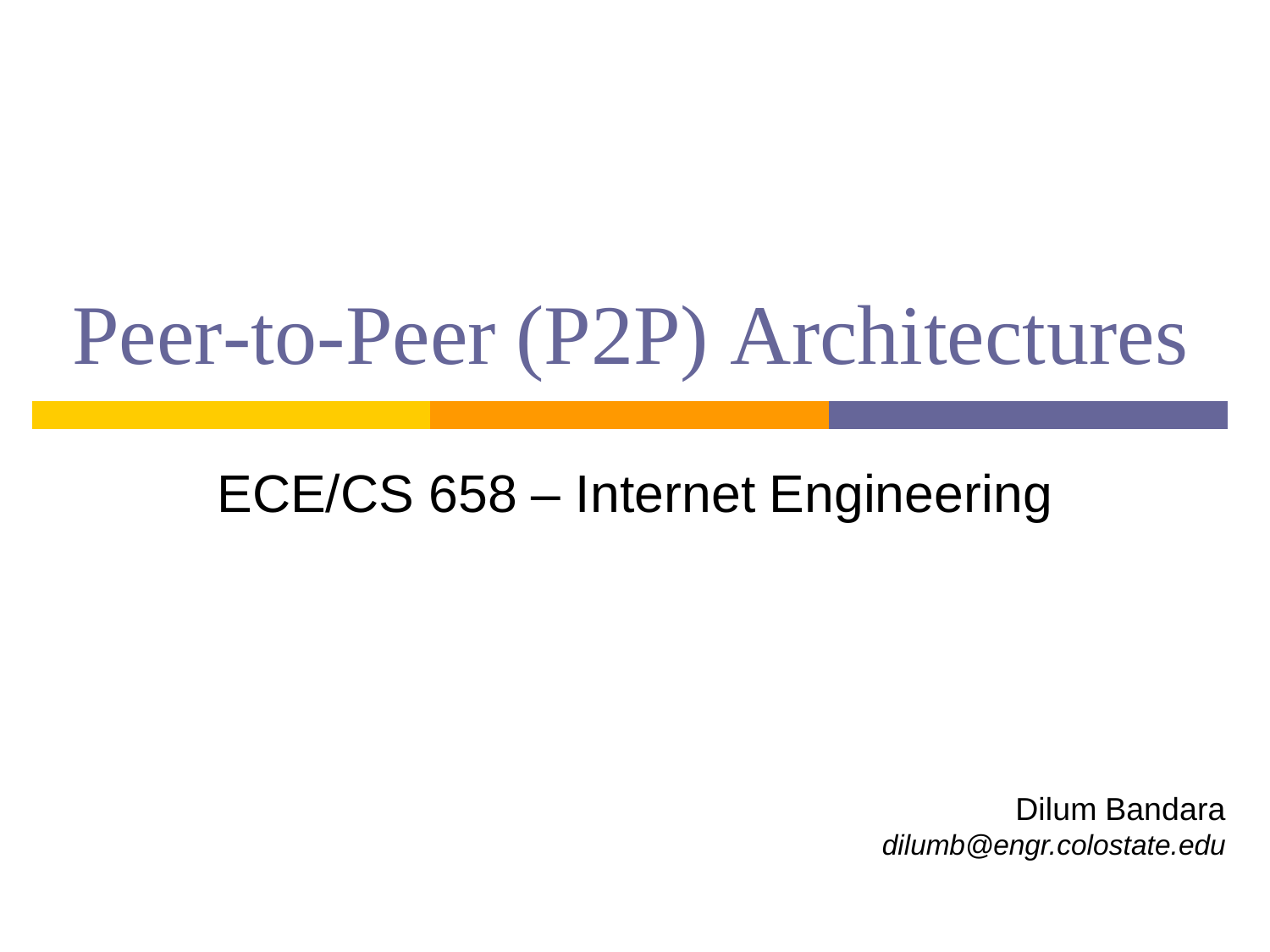# Peer-to-Peer (P2P) Architectures

ECE/CS 658 – Internet Engineering

Dilum Bandara

*dilumb@engr.colostate.edu*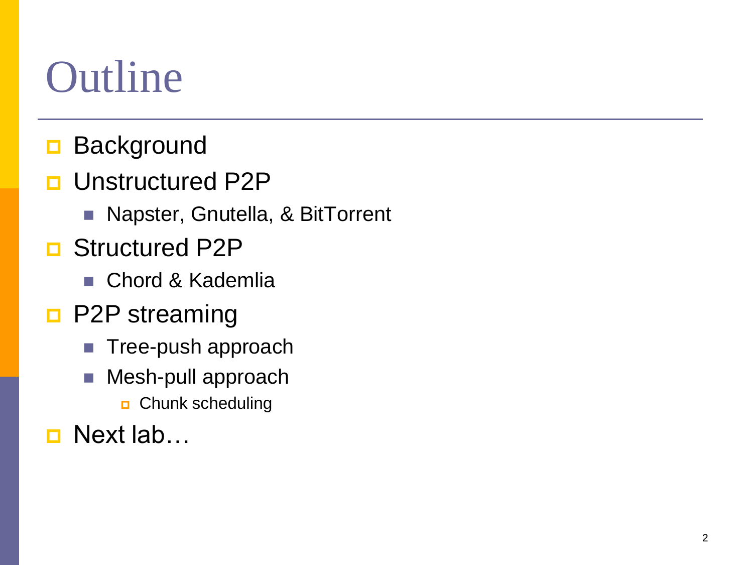# Outline

- Background
- Unstructured P2P
  - Napster, Gnutella, & BitTorrent
- Structured P2P
  - Chord & Kademlia
- P2P streaming
  - Tree-push approach
  - Mesh-pull approach
    - Chunk scheduling
- Next lab…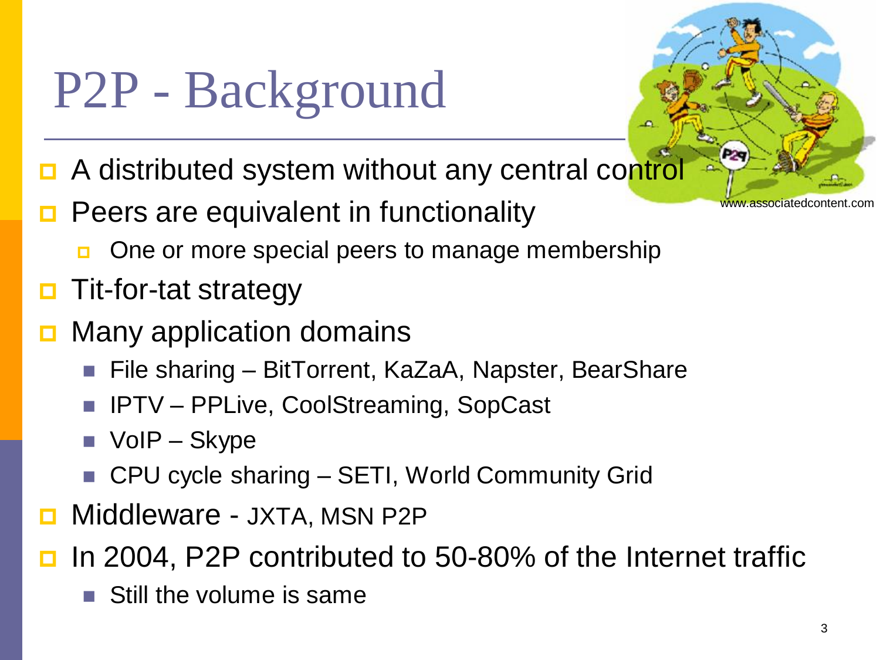# P2P - Background

www.associatedcontent.com

- A distributed system without any central control
- Peers are equivalent in functionality
  - One or more special peers to manage membership
- Tit-for-tat strategy
- Many application domains
  - File sharing – BitTorrent, KaZaA, Napster, BearShare
  - IPTV – PPLive, CoolStreaming, SopCast
  - VoIP – Skype
  - CPU cycle sharing – SETI, World Community Grid
- Middleware - JXTA, MSN P2P
- In 2004, P2P contributed to 50-80% of the Internet traffic
  - Still the volume is same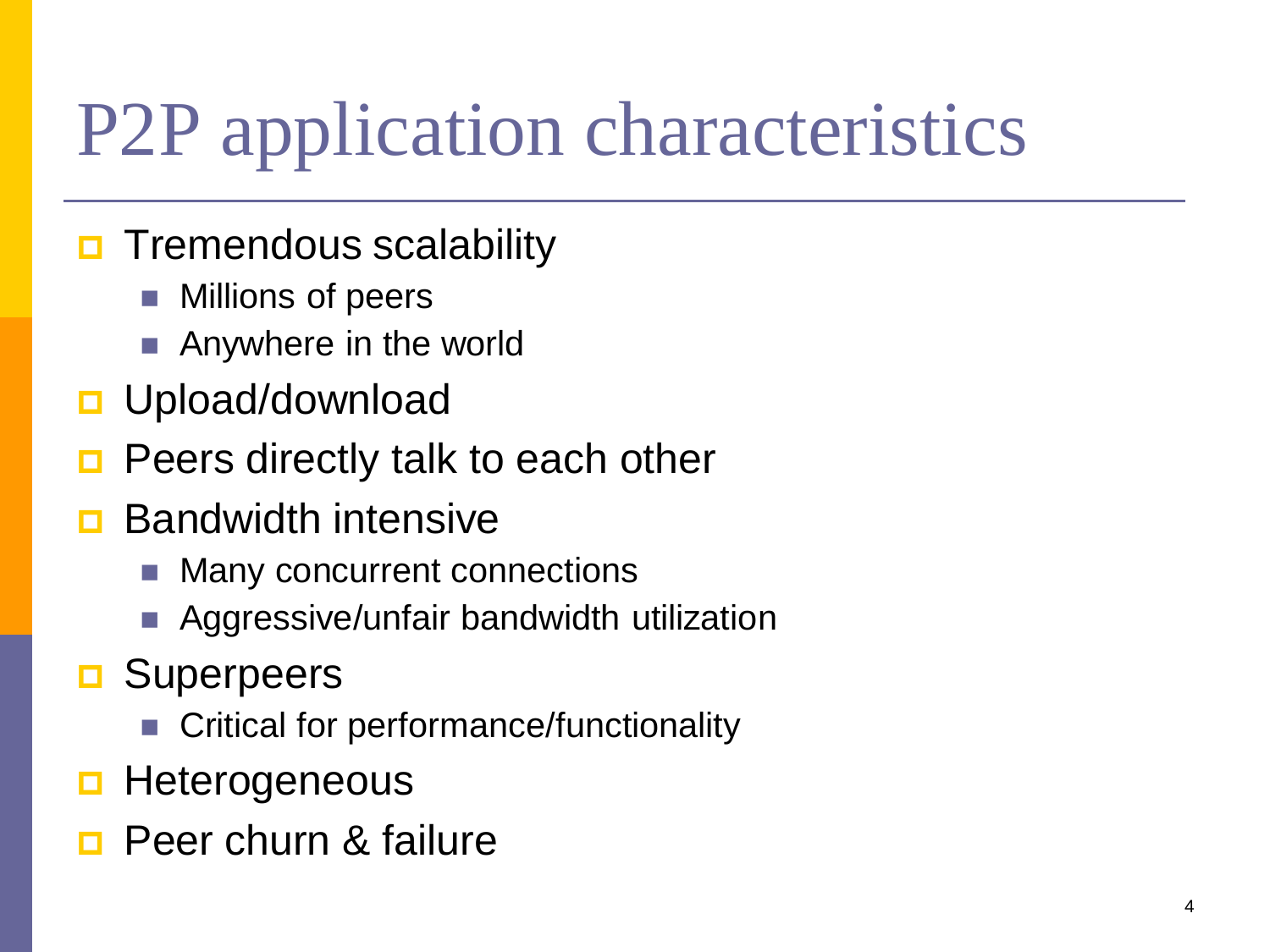# P2P application characteristics

- Tremendous scalability
  - Millions of peers
  - Anywhere in the world
- Upload/download
- Peers directly talk to each other
- Bandwidth intensive
  - Many concurrent connections
  - Aggressive/unfair bandwidth utilization
- Superpeers
  - Critical for performance/functionality
- Heterogeneous
- Peer churn & failure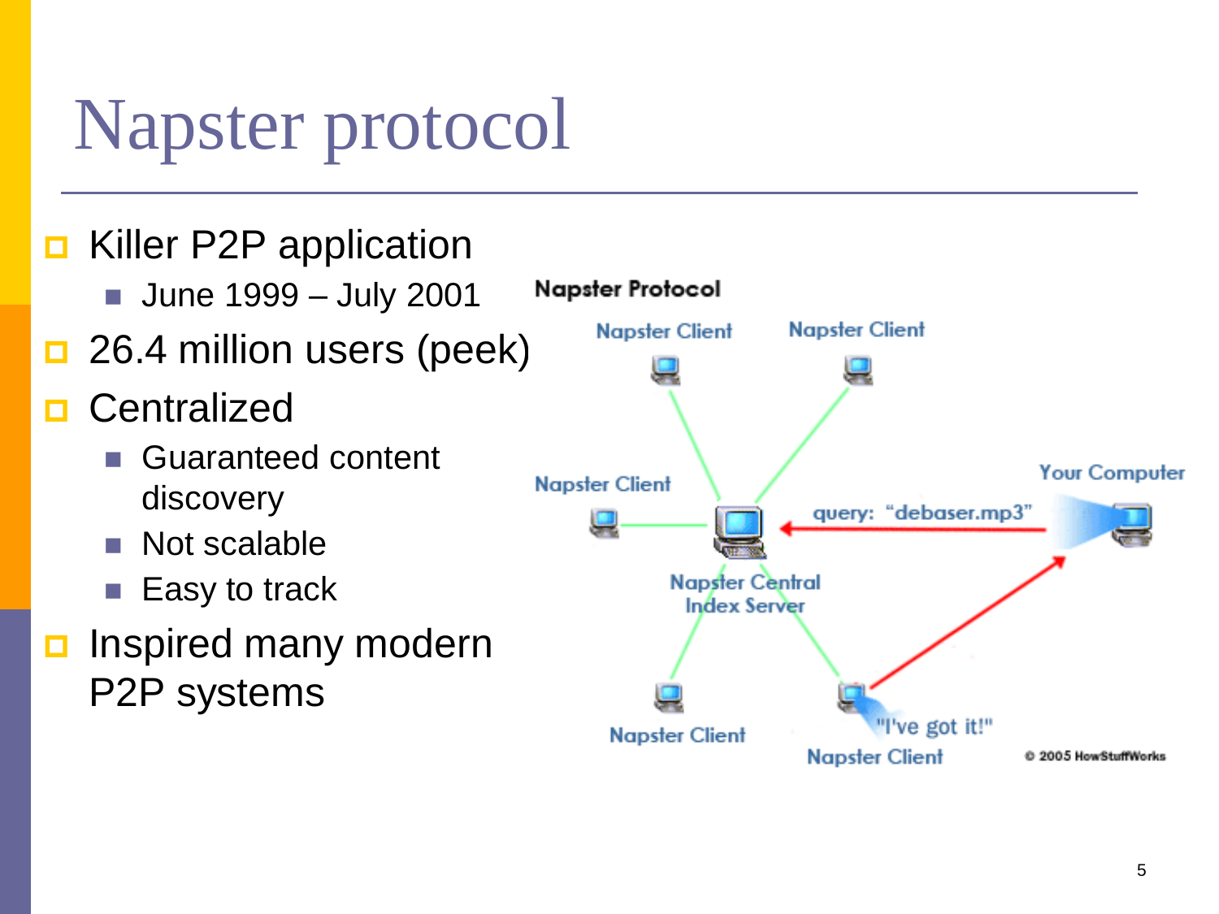# Napster protocol

- Killer P2P application
  - June 1999 – July 2001
- 26.4 million users (peek)
- Centralized
  - Guaranteed content discovery
  - Not scalable
  - Easy to track
- Inspired many modern P2P systems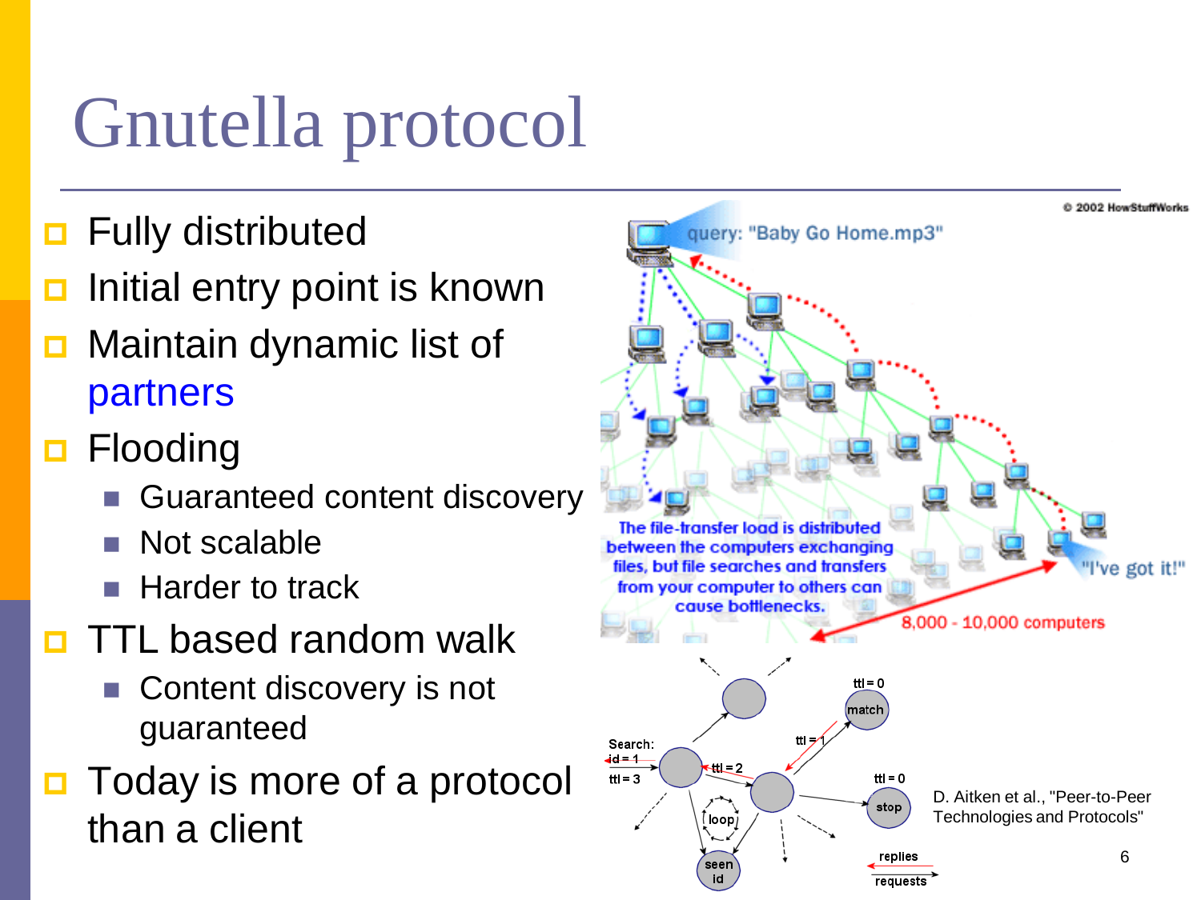# Gnutella protocol

- Fully distributed
- Initial entry point is known
- Maintain dynamic list of partners
- Flooding
  - Guaranteed content discovery
  - Not scalable
  - Harder to track
- TTL based random walk
  - Content discovery is not guaranteed
- Today is more of a protocol than a client

D. Aitken et al., "Peer-to-Peer Technologies and Protocols"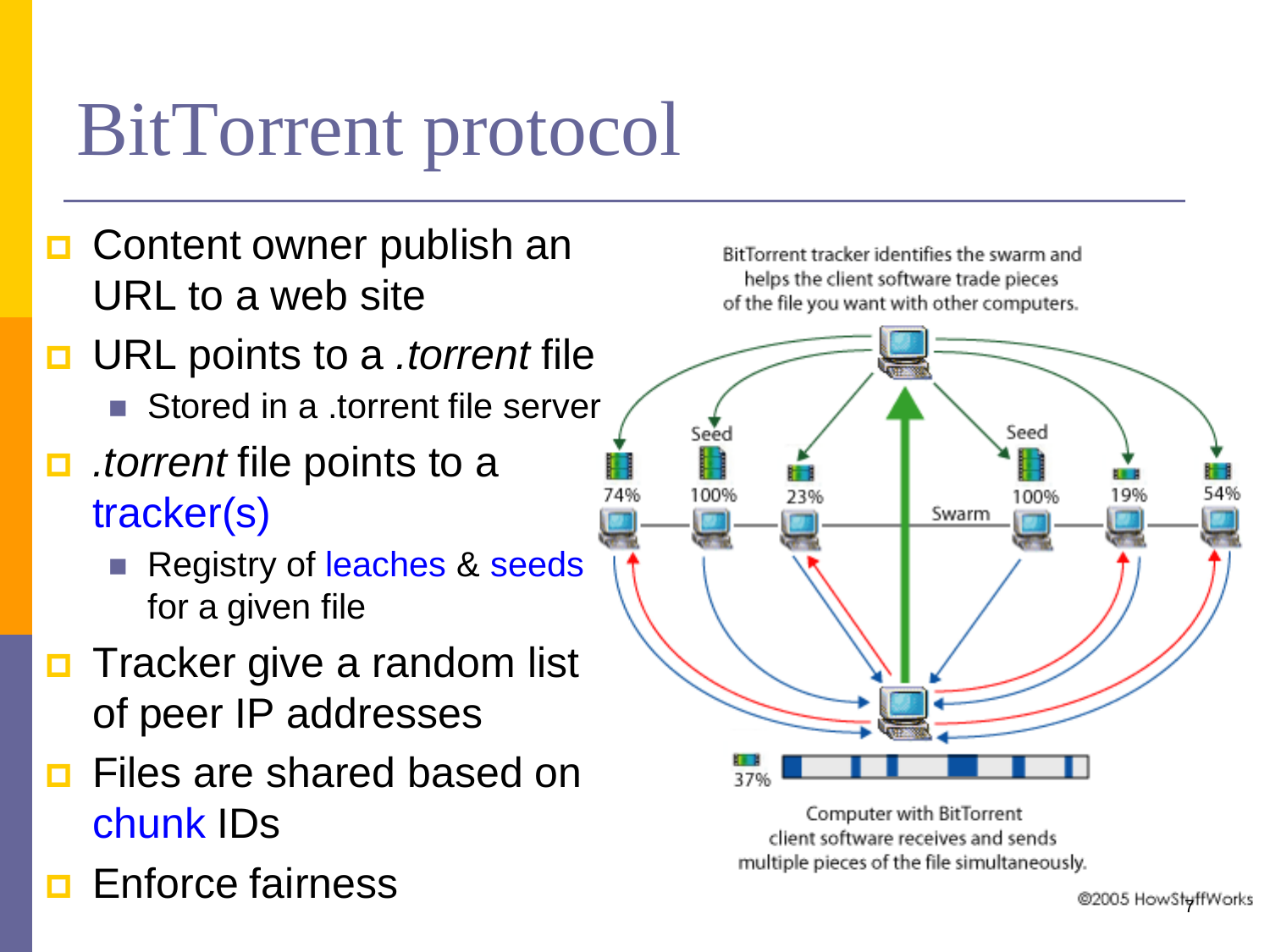# BitTorrent protocol

- Content owner publish an URL to a web site
- URL points to a *.torrent* file
  - Stored in a .torrent file server
- *.torrent* file points to a tracker(s)
  - Registry of leaches & seeds for a given file
- Tracker give a random list of peer IP addresses
- Files are shared based on chunk IDs
- Enforce fairness

BitTorrent tracker identifies the swarm and helps the client software trade pieces of the file you want with other computers.

Computer with BitTorrent client software receives and sends multiple pieces of the file simultaneously.

©2005 HowStuffWorks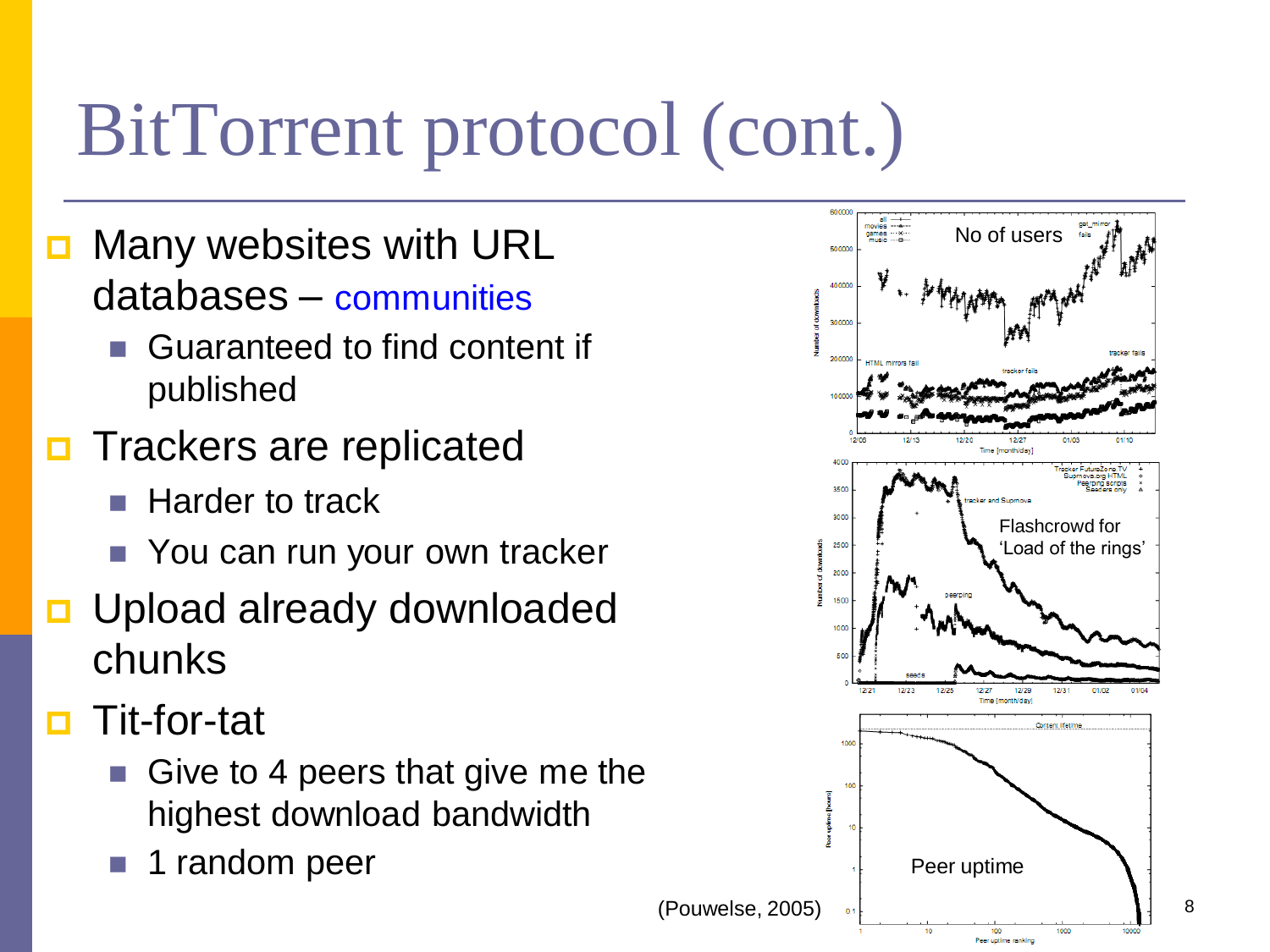# BitTorrent protocol (cont.)

- Many websites with URL databases – communities
  - Guaranteed to find content if published
- Trackers are replicated
  - Harder to track
  - You can run your own tracker
- Upload already downloaded chunks
- Tit-for-tat
  - Give to 4 peers that give me the highest download bandwidth
  - 1 random peer

No of users

Flashcrowd for 'Load of the rings'

Peer uptime

(Pouwelse, 2005)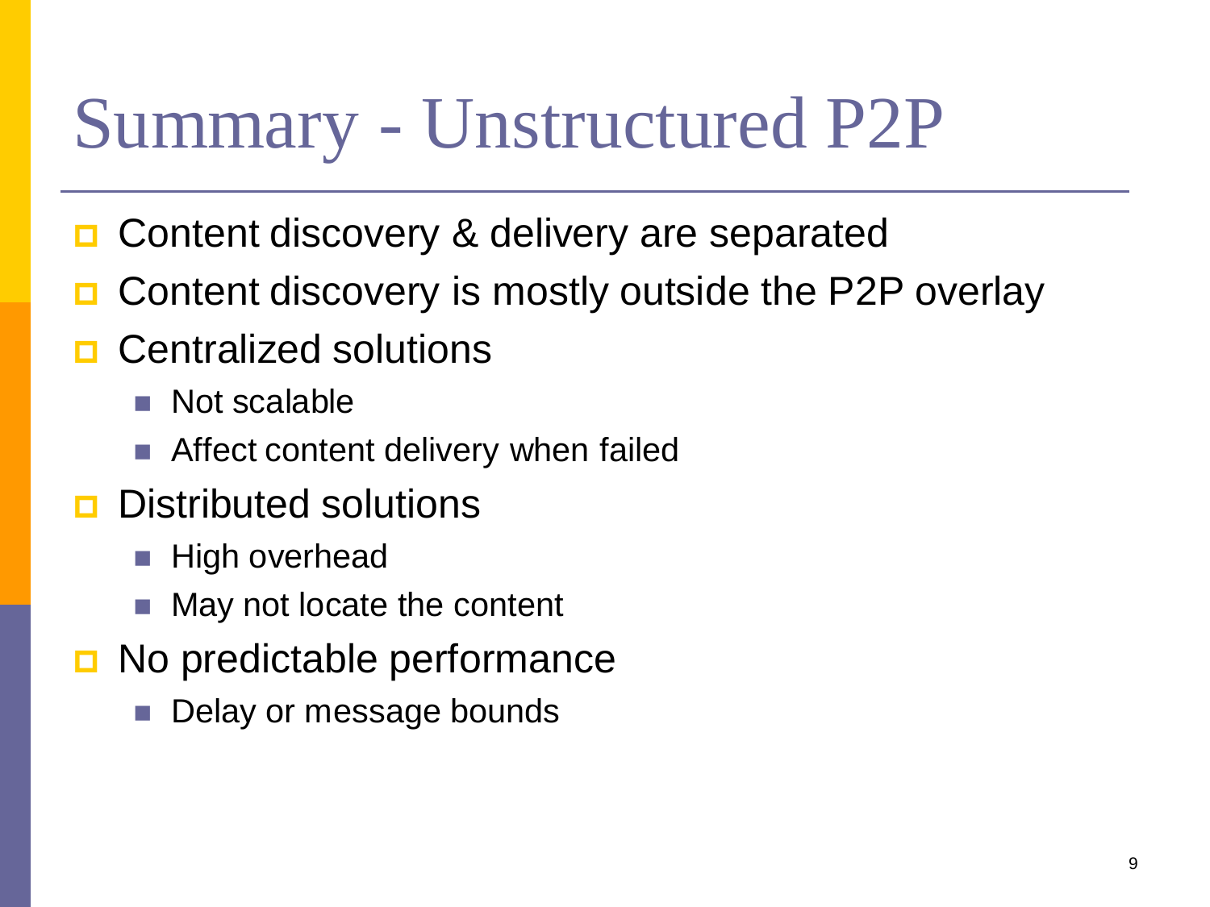# Summary - Unstructured P2P

- Content discovery & delivery are separated
- Content discovery is mostly outside the P2P overlay
- Centralized solutions
  - Not scalable
  - Affect content delivery when failed
- Distributed solutions
  - High overhead
  - May not locate the content
- No predictable performance
  - Delay or message bounds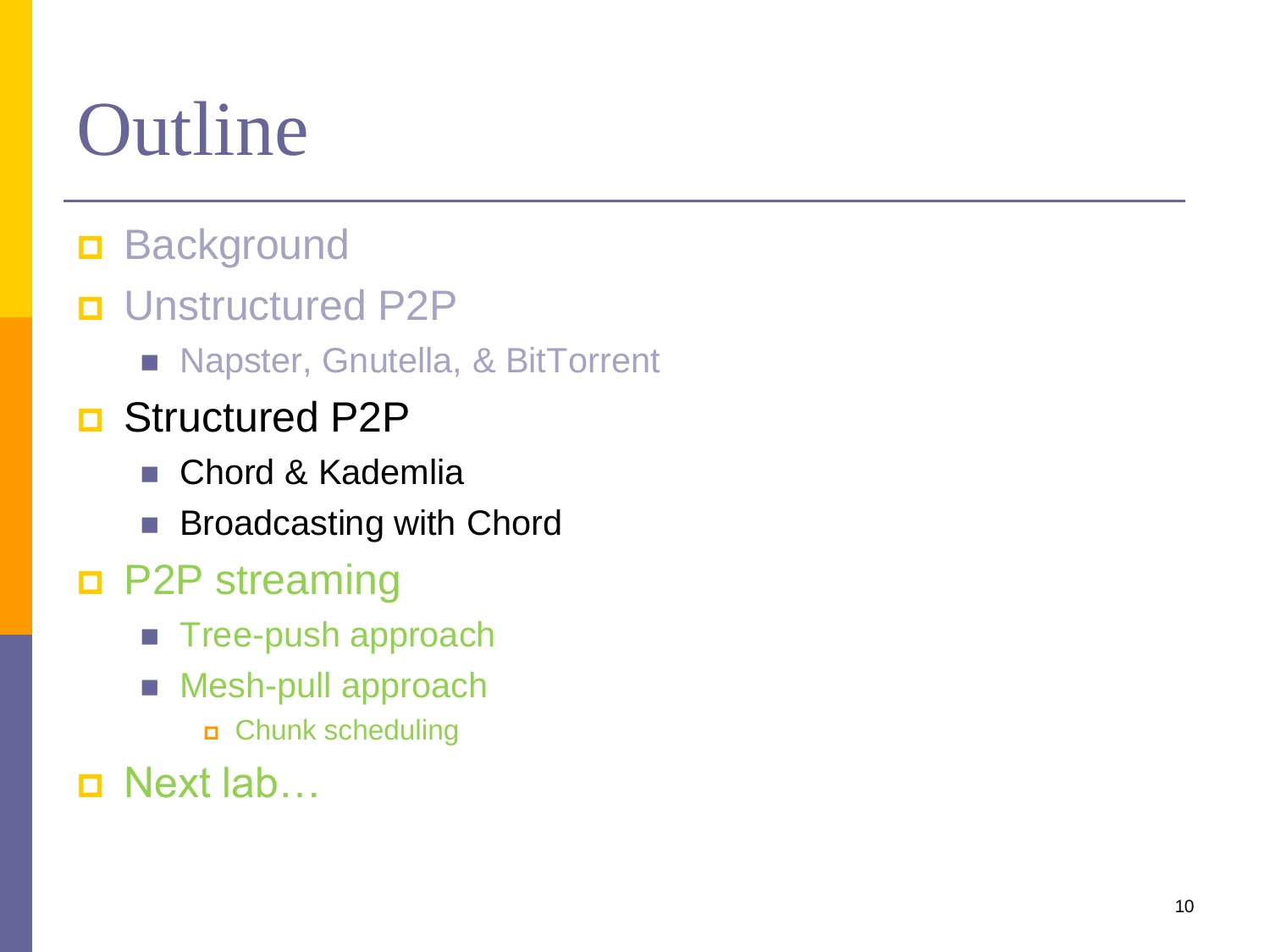# Outline

- Background
- Unstructured P2P
  - Napster, Gnutella, & BitTorrent
- Structured P2P
  - Chord & Kademlia
  - Broadcasting with Chord
- P2P streaming
  - Tree-push approach
  - Mesh-pull approach
    - Chunk scheduling
- Next lab…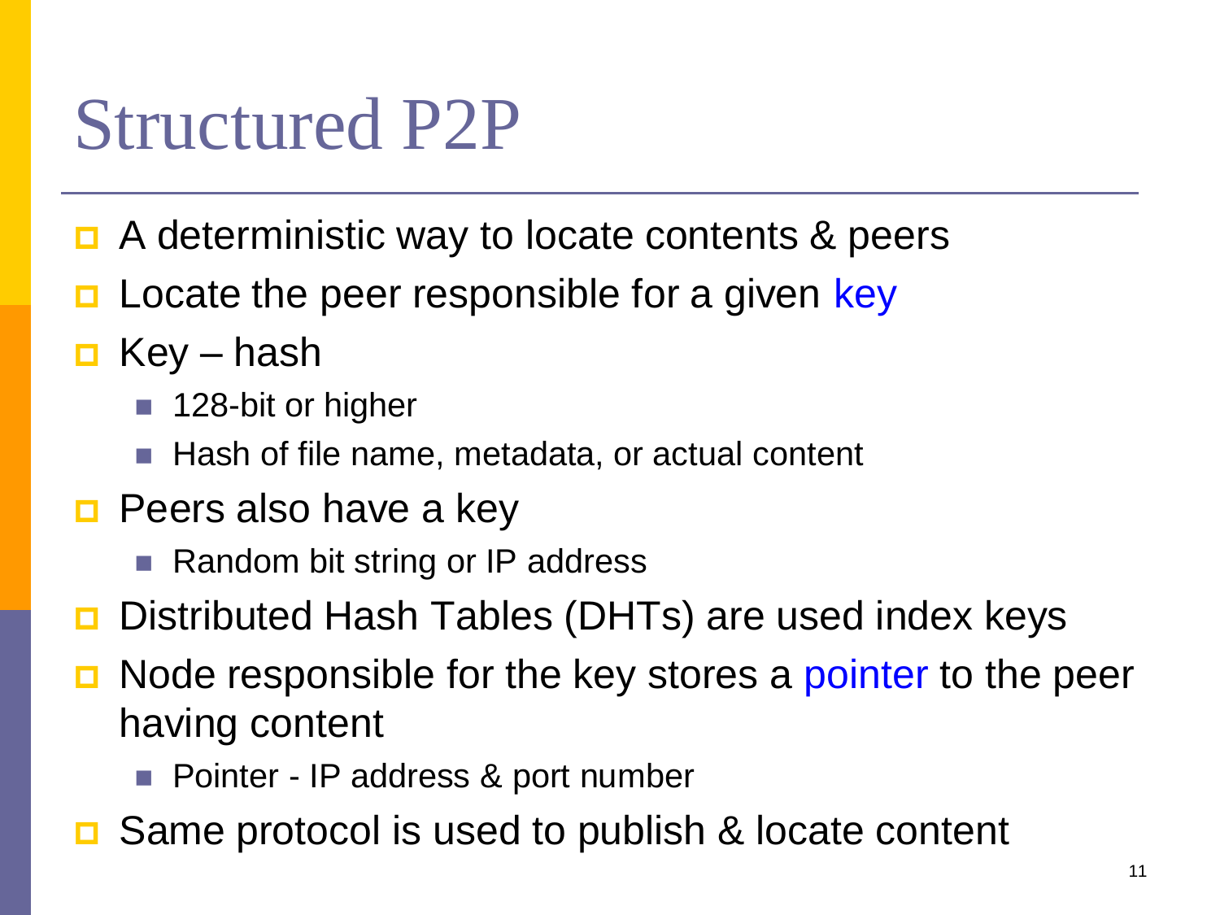# Structured P2P

- A deterministic way to locate contents & peers
- Locate the peer responsible for a given key
- Key – hash
  - 128-bit or higher
  - Hash of file name, metadata, or actual content
- Peers also have a key
  - Random bit string or IP address
- Distributed Hash Tables (DHTs) are used index keys
- Node responsible for the key stores a pointer to the peer having content
  - Pointer - IP address & port number
- Same protocol is used to publish & locate content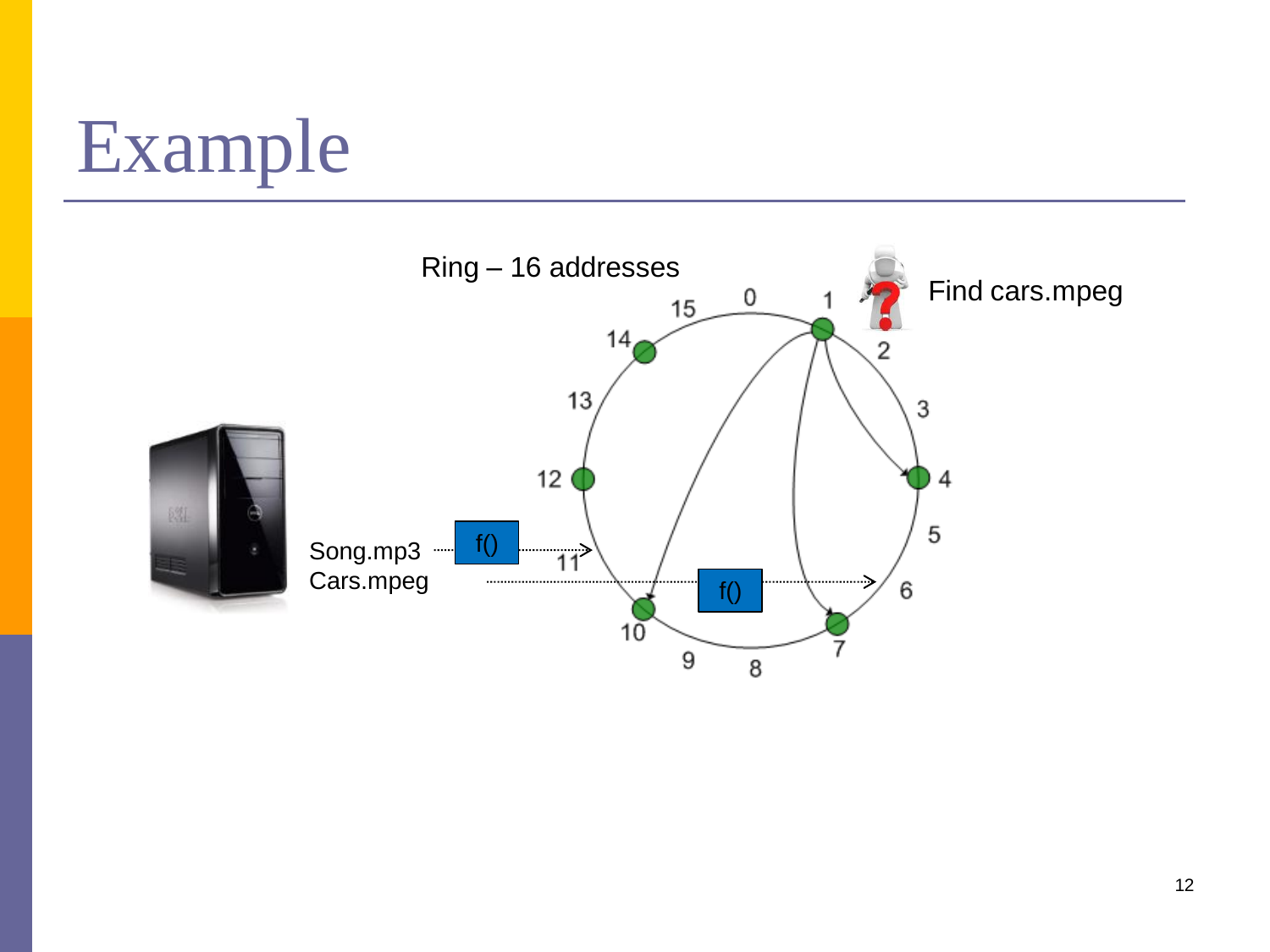# Example

Ring – 16 addresses

Find cars.mpeg

Song.mp3

Cars.mpeg

f()

f()

0 1 2 3 4 5 6 7 8 9 10 11 12 13 14 15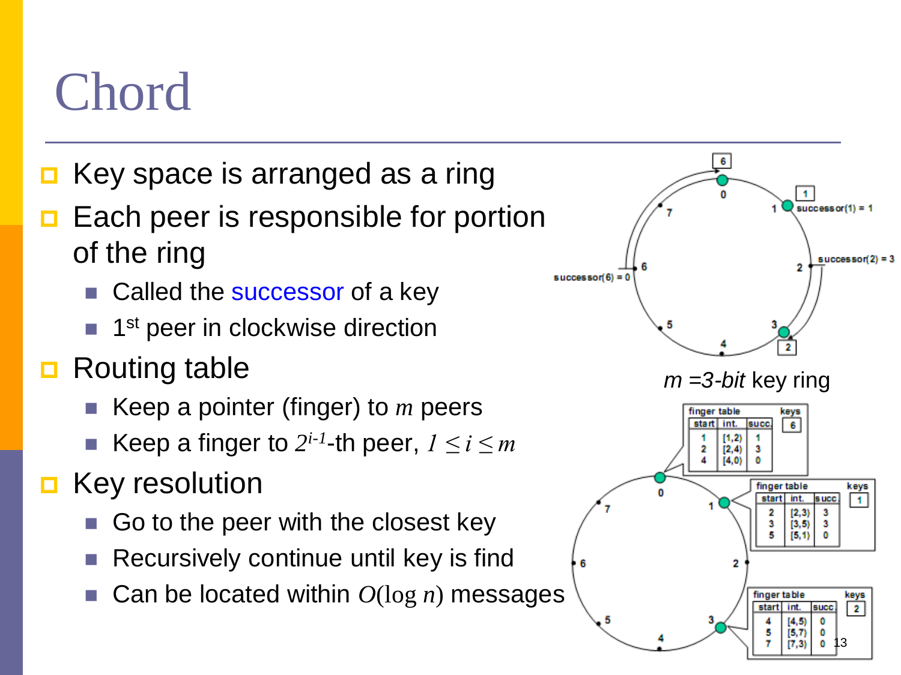# Chord

- Key space is arranged as a ring
- Each peer is responsible for portion of the ring
  - Called the successor of a key
  - 1st peer in clockwise direction
- Routing table
  - Keep a pointer (finger) to $m$ peers
  - Keep a finger to $2^{i-1}$-th peer, $1 \leq i \leq m$
- Key resolution
  - Go to the peer with the closest key
  - Recursively continue until key is find
  - Can be located within $O(\log n)$ messages

*m =3-bit* key ring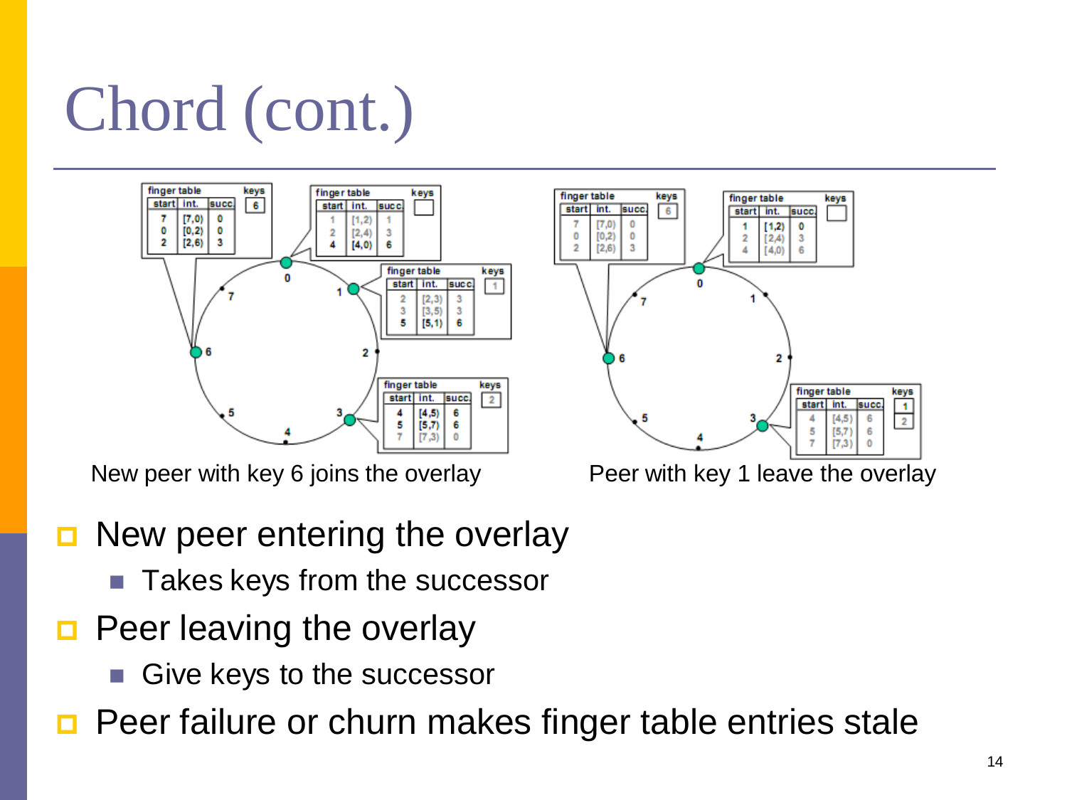# Chord (cont.)

New peer with key 6 joins the overlay

Peer with key 1 leave the overlay

- New peer entering the overlay
  - Takes keys from the successor
- Peer leaving the overlay
  - Give keys to the successor
- Peer failure or churn makes finger table entries stale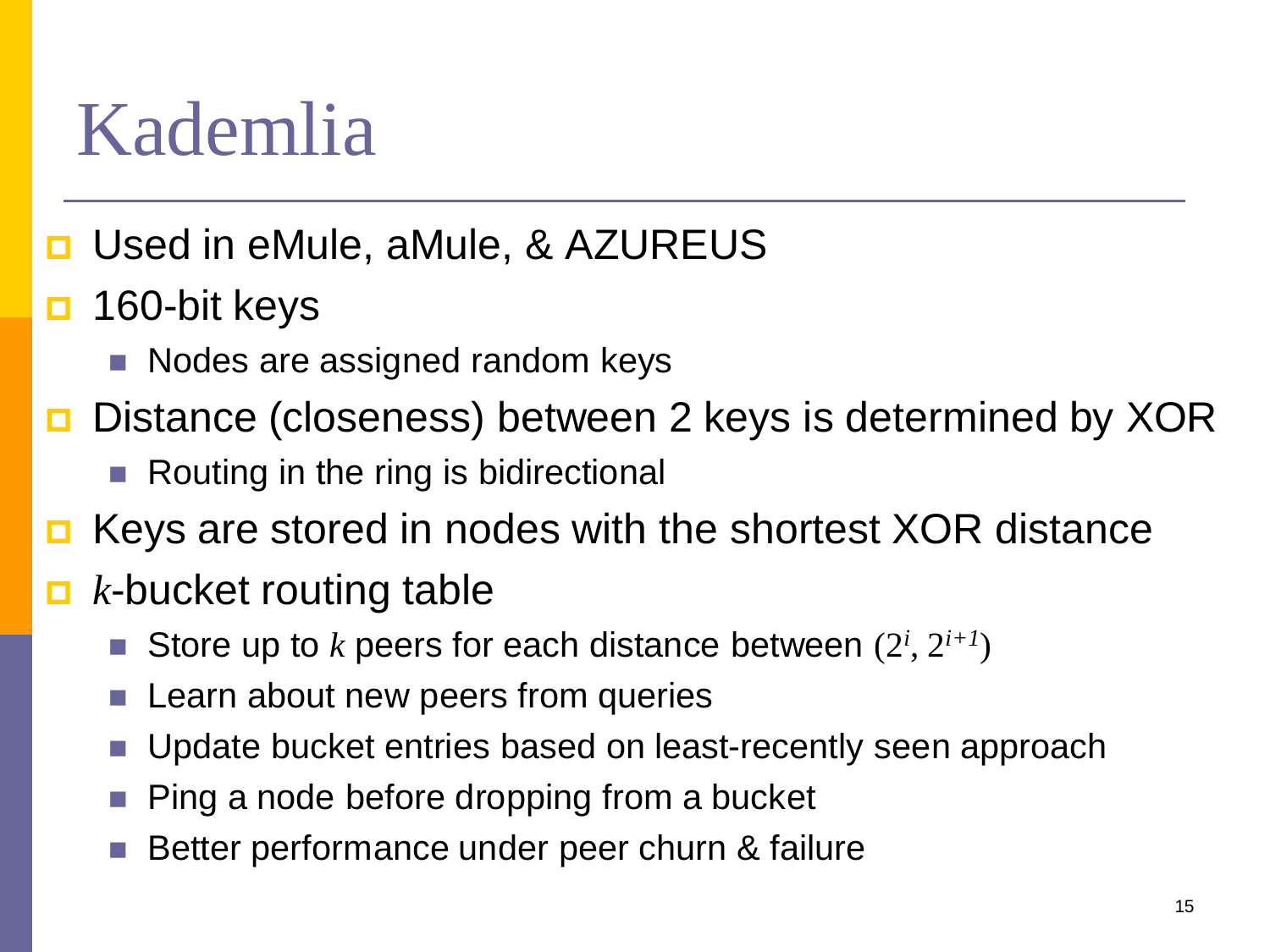# Kademlia

- Used in eMule, aMule, & AZUREUS
- 160-bit keys
  - Nodes are assigned random keys
- Distance (closeness) between 2 keys is determined by XOR
  - Routing in the ring is bidirectional
- Keys are stored in nodes with the shortest XOR distance
- *k*-bucket routing table
  - Store up to *k* peers for each distance between $(2^i, 2^{i+1})$
  - Learn about new peers from queries
  - Update bucket entries based on least-recently seen approach
  - Ping a node before dropping from a bucket
  - Better performance under peer churn & failure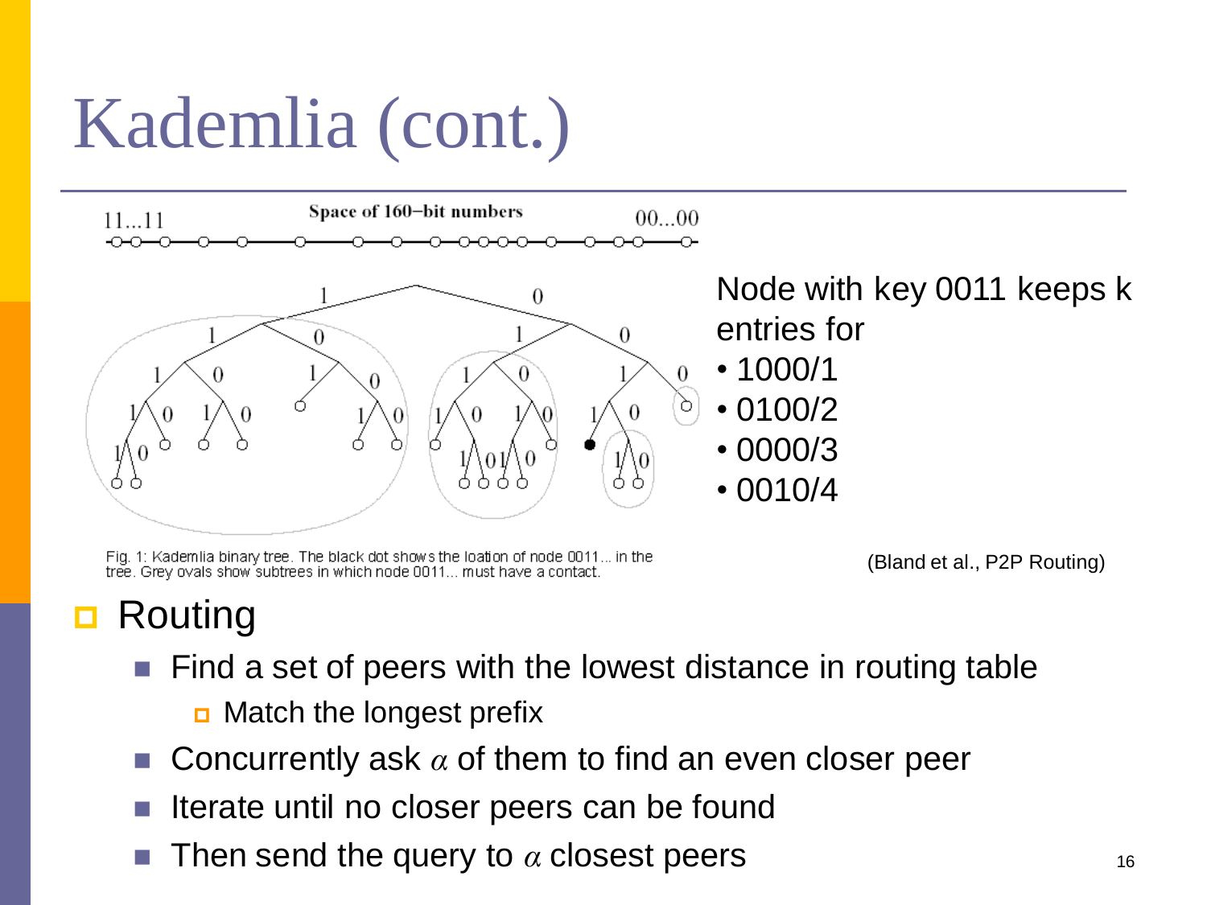# Kademlia (cont.)

Space of 160−bit numbers

11...11 00...00

Fig. 1: Kademlia binary tree. The black dot shows the loation of node 0011... in the tree. Grey ovals show subtrees in which node 0011... must have a contact.

Node with key 0011 keeps k entries for

- 1000/1
- 0100/2
- 0000/3
- 0010/4

(Bland et al., P2P Routing)

- Routing
  - Find a set of peers with the lowest distance in routing table
    - Match the longest prefix
  - Concurrently ask $\alpha$ of them to find an even closer peer
  - Iterate until no closer peers can be found
  - Then send the query to $\alpha$ closest peers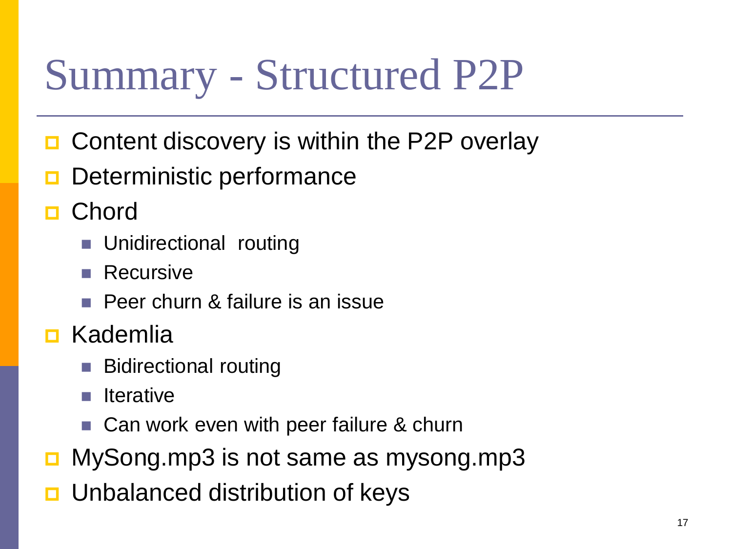# Summary - Structured P2P

- Content discovery is within the P2P overlay
- Deterministic performance
- Chord
  - Unidirectional routing
  - Recursive
  - Peer churn & failure is an issue
- Kademlia
  - Bidirectional routing
  - Iterative
  - Can work even with peer failure & churn
- MySong.mp3 is not same as mysong.mp3
- Unbalanced distribution of keys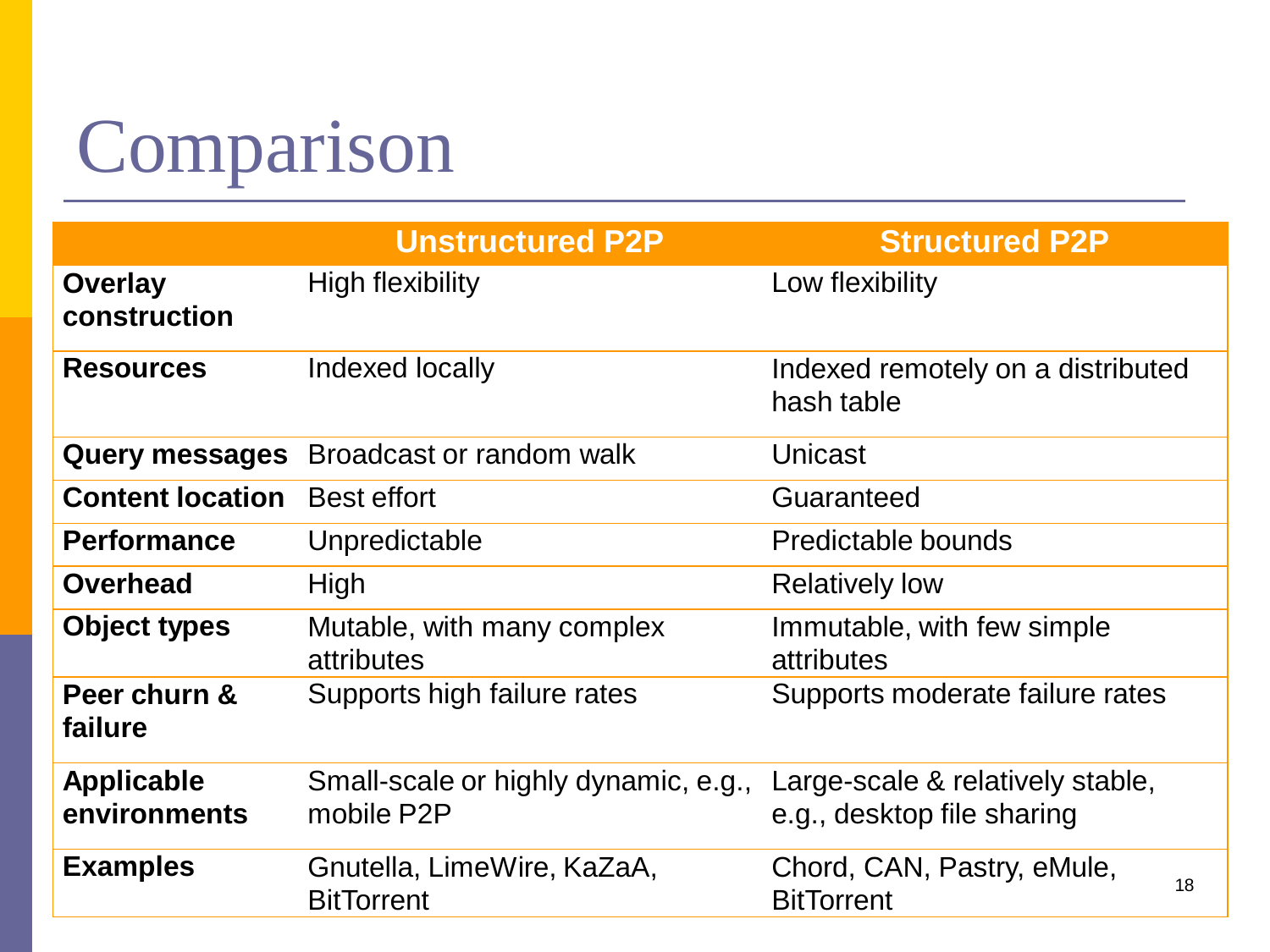# Comparison

| | Unstructured P2P | Structured P2P |
|---|---|---|
| **Overlay construction** | High flexibility | Low flexibility |
| **Resources** | Indexed locally | Indexed remotely on a distributed hash table |
| **Query messages** | Broadcast or random walk | Unicast |
| **Content location** | Best effort | Guaranteed |
| **Performance** | Unpredictable | Predictable bounds |
| **Overhead** | High | Relatively low |
| **Object types** | Mutable, with many complex attributes | Immutable, with few simple attributes |
| **Peer churn & failure** | Supports high failure rates | Supports moderate failure rates |
| **Applicable environments** | Small-scale or highly dynamic, e.g., mobile P2P | Large-scale & relatively stable, e.g., desktop file sharing |
| **Examples** | Gnutella, LimeWire, KaZaA, BitTorrent | Chord, CAN, Pastry, eMule, BitTorrent |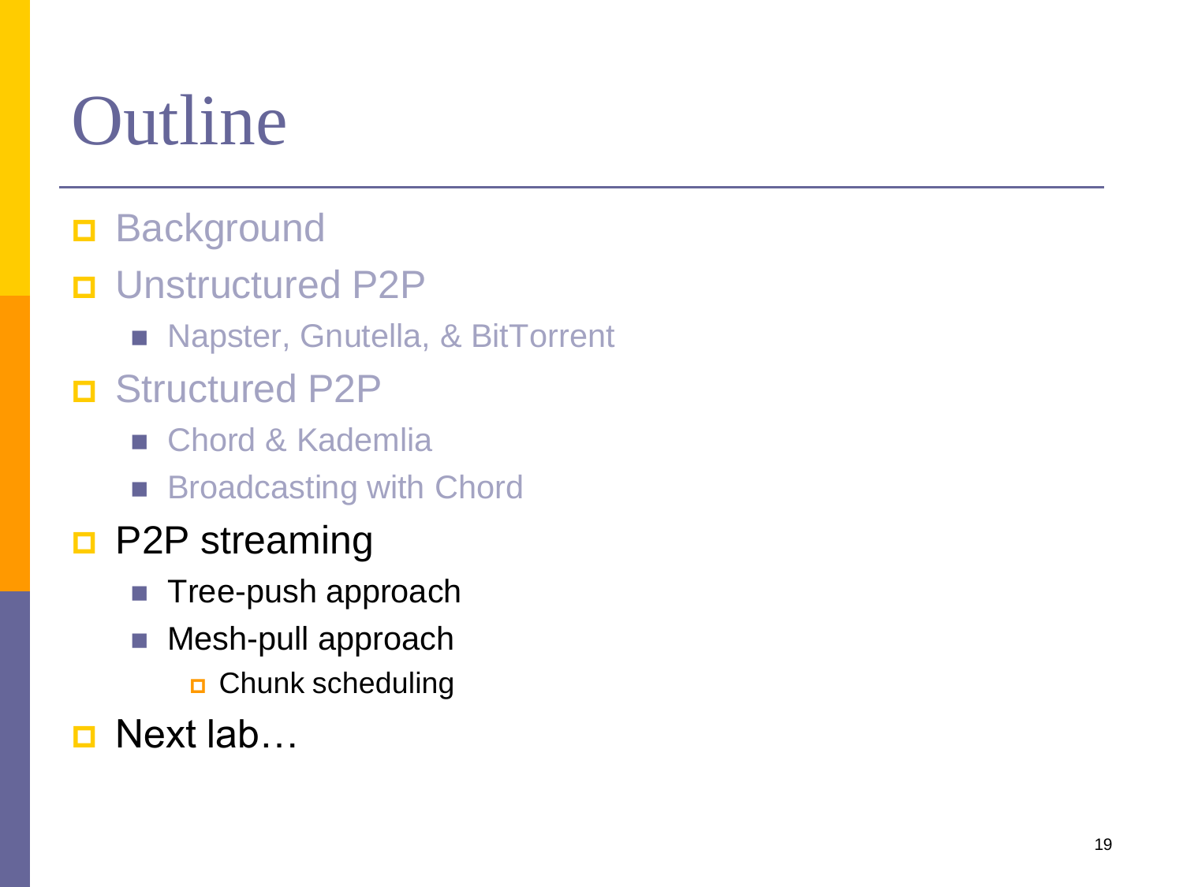# Outline

- Background
- Unstructured P2P
  - Napster, Gnutella, & BitTorrent
- Structured P2P
  - Chord & Kademlia
  - Broadcasting with Chord
- P2P streaming
  - Tree-push approach
  - Mesh-pull approach
    - Chunk scheduling
- Next lab…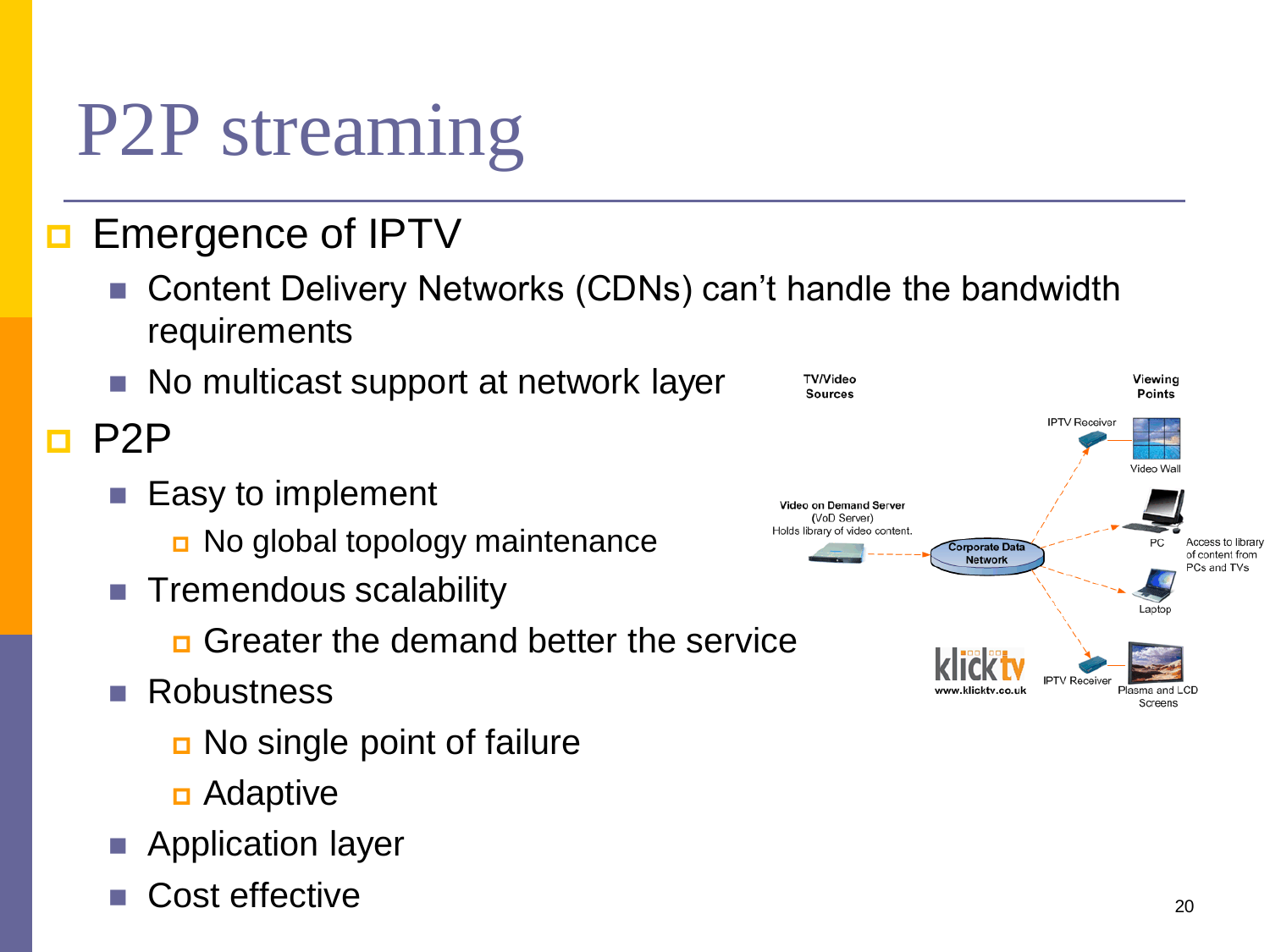# P2P streaming

- Emergence of IPTV
  - Content Delivery Networks (CDNs) can't handle the bandwidth requirements
  - No multicast support at network layer
- P2P
  - Easy to implement
    - No global topology maintenance
  - Tremendous scalability
    - Greater the demand better the service
  - Robustness
    - No single point of failure
    - Adaptive
  - Application layer
  - Cost effective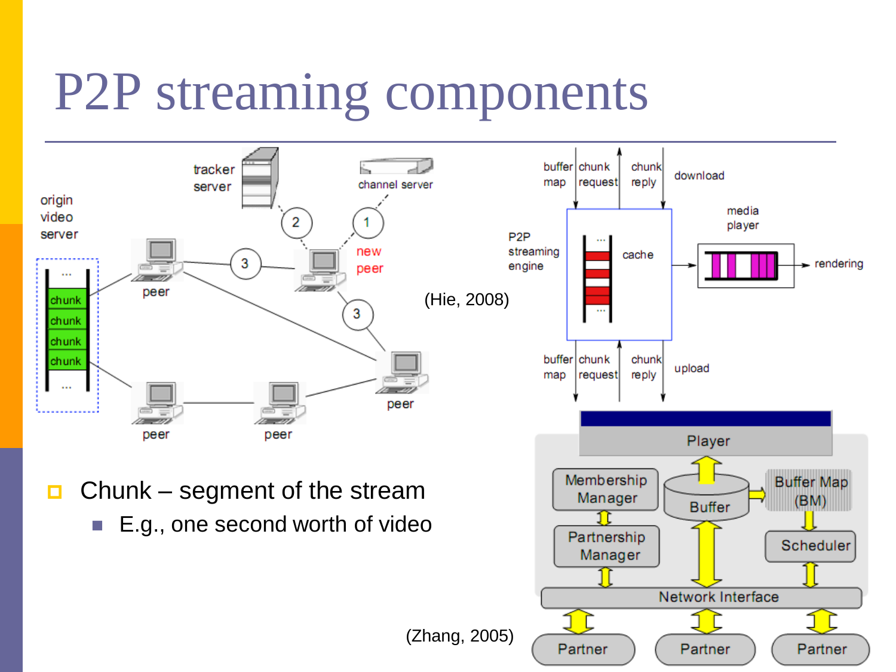# P2P streaming components

(Hie, 2008)

(Zhang, 2005)

- Chunk – segment of the stream
  - E.g., one second worth of video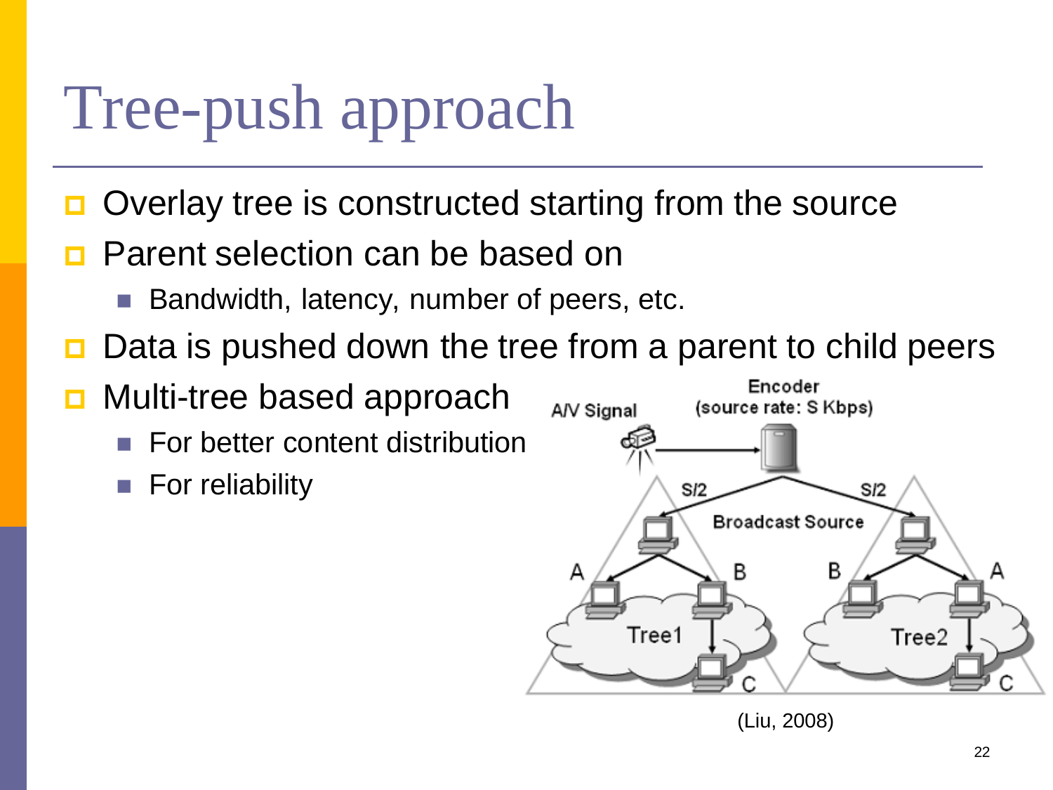# Tree-push approach

- Overlay tree is constructed starting from the source
- Parent selection can be based on
  - Bandwidth, latency, number of peers, etc.
- Data is pushed down the tree from a parent to child peers
- Multi-tree based approach
  - For better content distribution
  - For reliability

(Liu, 2008)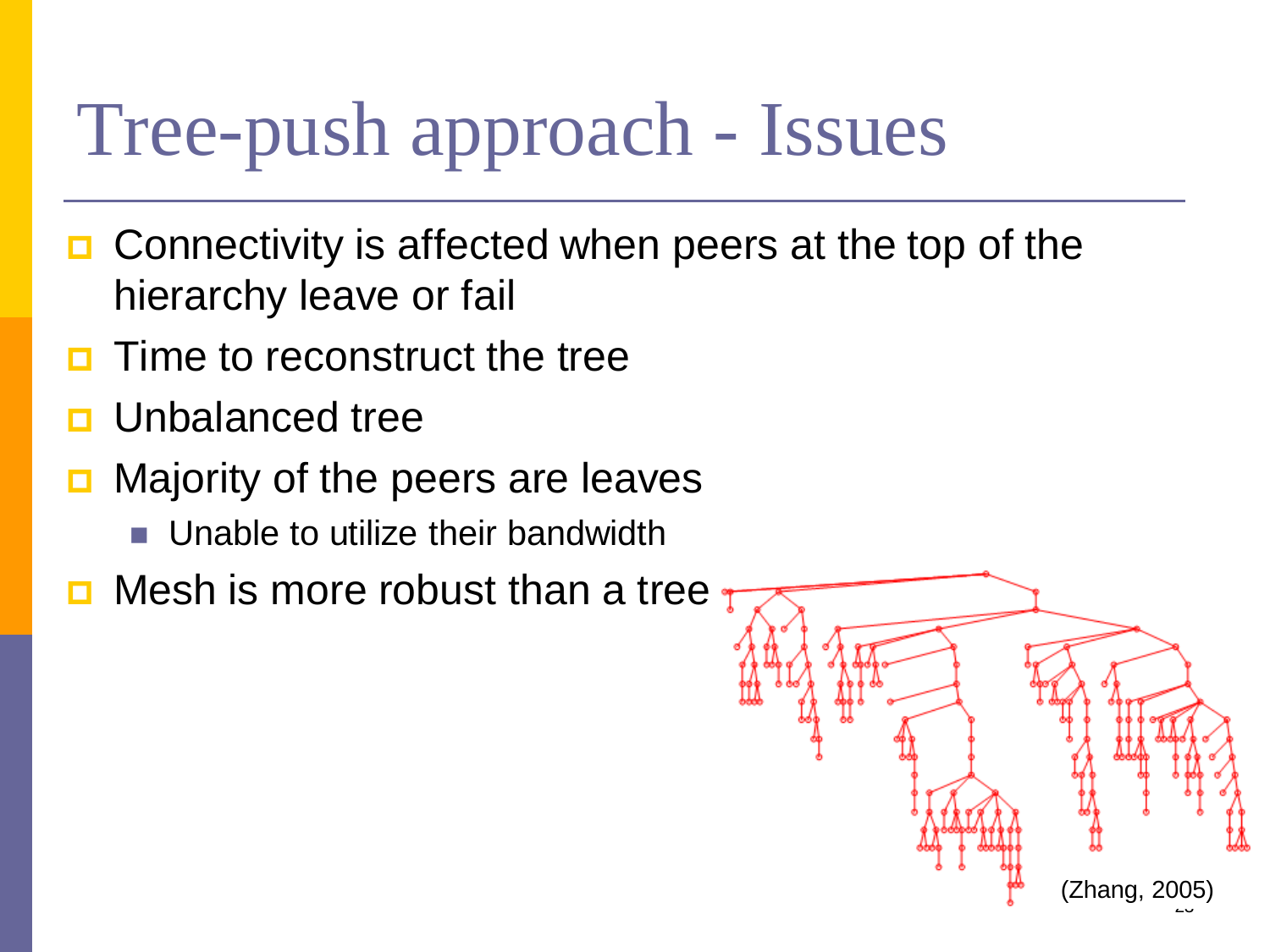# Tree-push approach - Issues

- Connectivity is affected when peers at the top of the hierarchy leave or fail
- Time to reconstruct the tree
- Unbalanced tree
- Majority of the peers are leaves
  - Unable to utilize their bandwidth
- Mesh is more robust than a tree

(Zhang, 2005)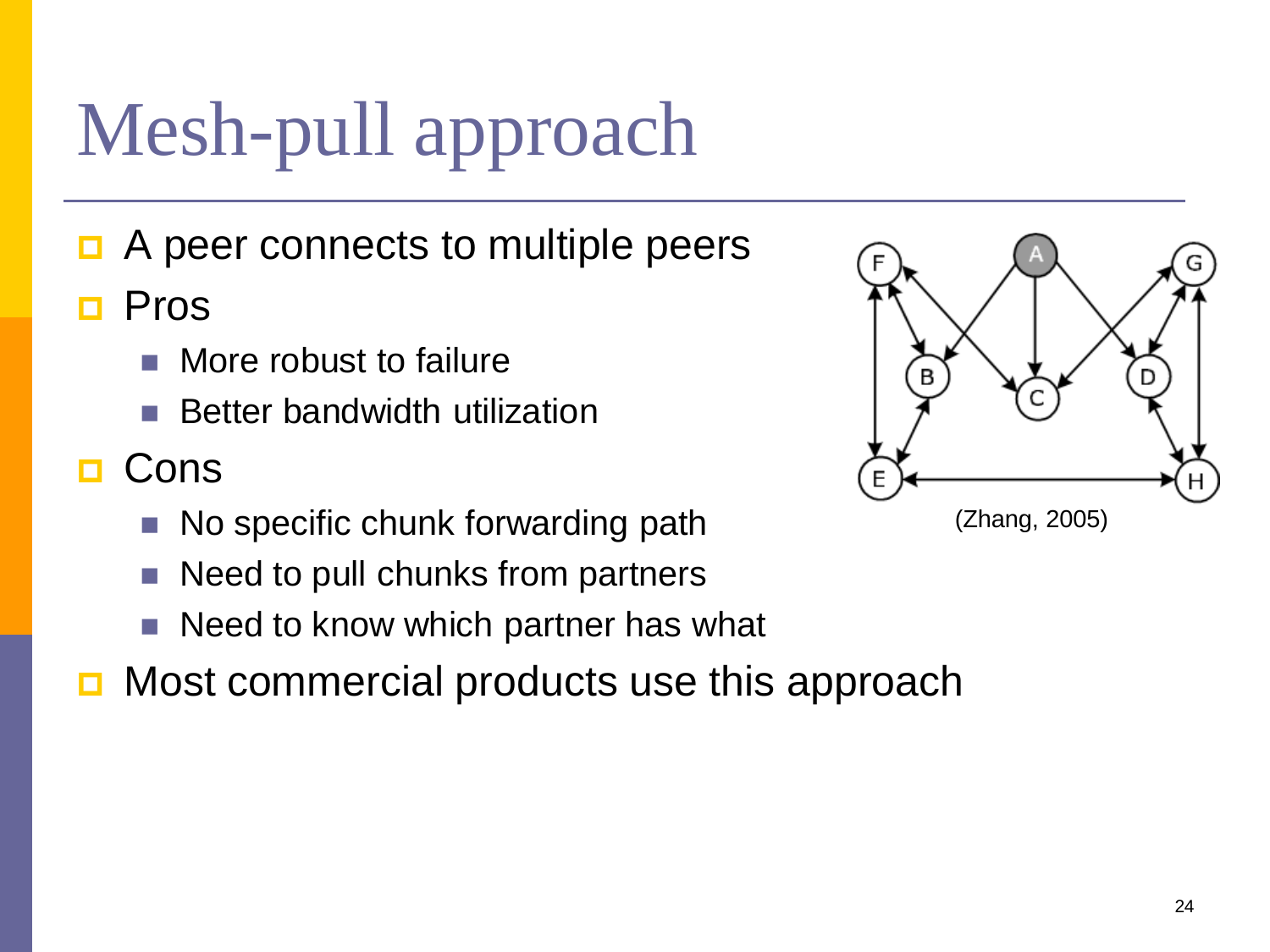# Mesh-pull approach

- A peer connects to multiple peers
- Pros
  - More robust to failure
  - Better bandwidth utilization
- Cons
  - No specific chunk forwarding path
  - Need to pull chunks from partners
  - Need to know which partner has what
- Most commercial products use this approach

(Zhang, 2005)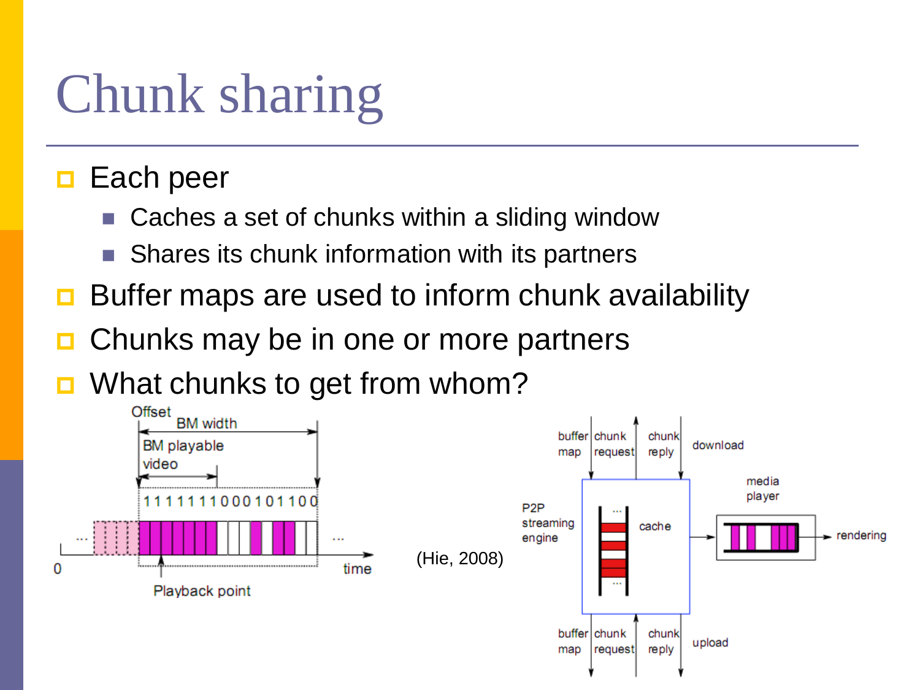# Chunk sharing

- Each peer
  - Caches a set of chunks within a sliding window
  - Shares its chunk information with its partners
- Buffer maps are used to inform chunk availability
- Chunks may be in one or more partners
- What chunks to get from whom?

(Hie, 2008)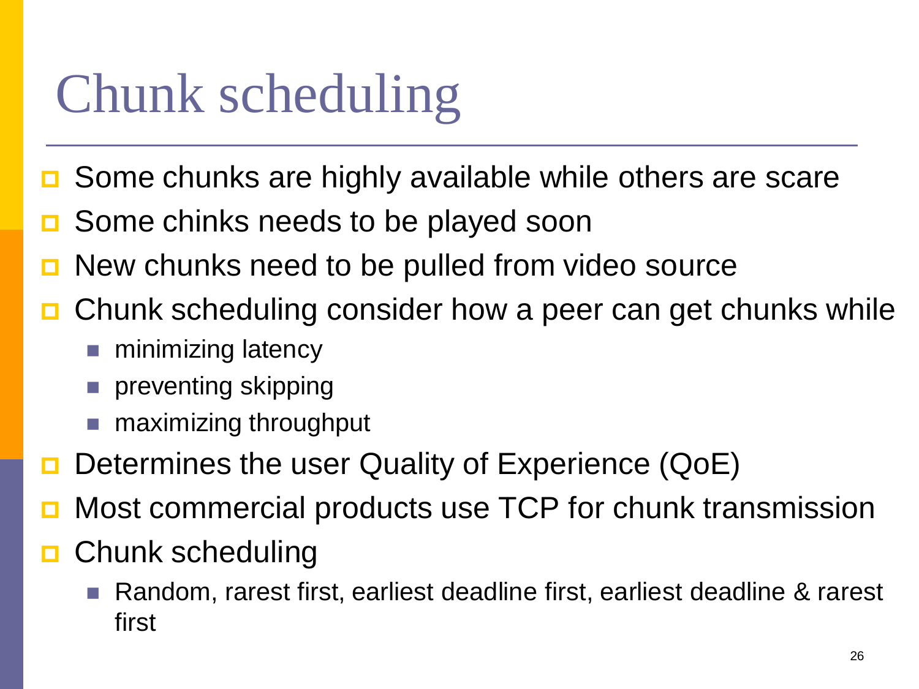# Chunk scheduling

- Some chunks are highly available while others are scare
- Some chinks needs to be played soon
- New chunks need to be pulled from video source
- Chunk scheduling consider how a peer can get chunks while
  - minimizing latency
  - preventing skipping
  - maximizing throughput
- Determines the user Quality of Experience (QoE)
- Most commercial products use TCP for chunk transmission
- Chunk scheduling
  - Random, rarest first, earliest deadline first, earliest deadline & rarest first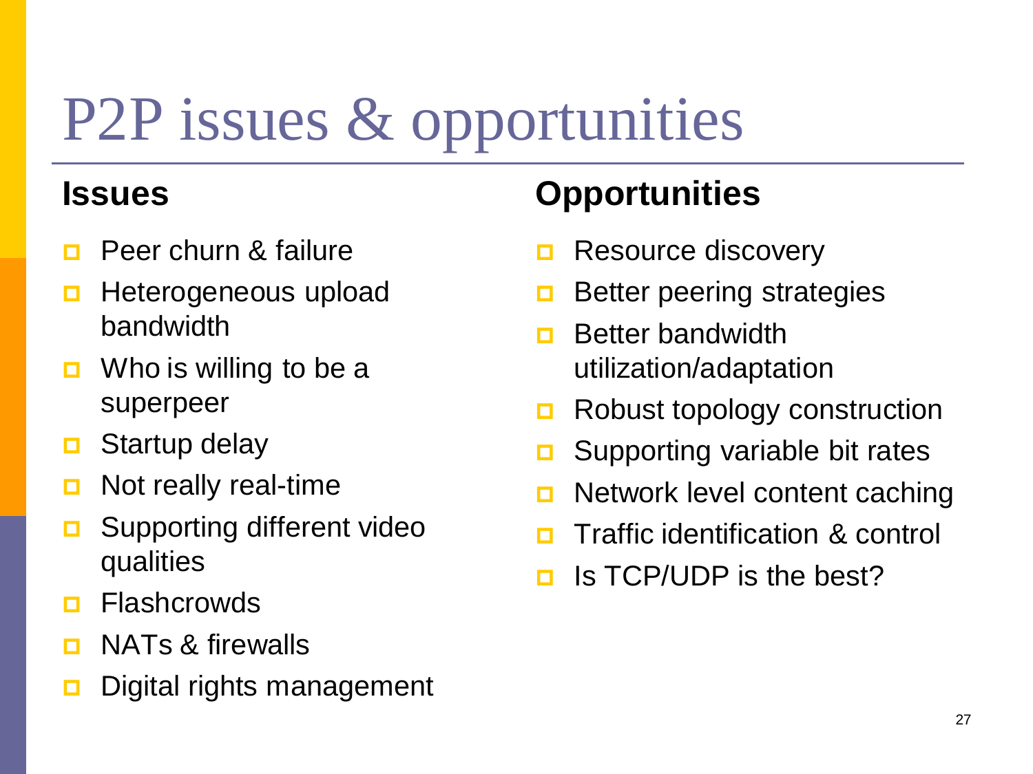# P2P issues & opportunities

## Issues

- Peer churn & failure
- Heterogeneous upload bandwidth
- Who is willing to be a superpeer
- Startup delay
- Not really real-time
- Supporting different video qualities
- Flashcrowds
- NATs & firewalls
- Digital rights management

## Opportunities

- Resource discovery
- Better peering strategies
- Better bandwidth utilization/adaptation
- Robust topology construction
- Supporting variable bit rates
- Network level content caching
- Traffic identification & control
- Is TCP/UDP is the best?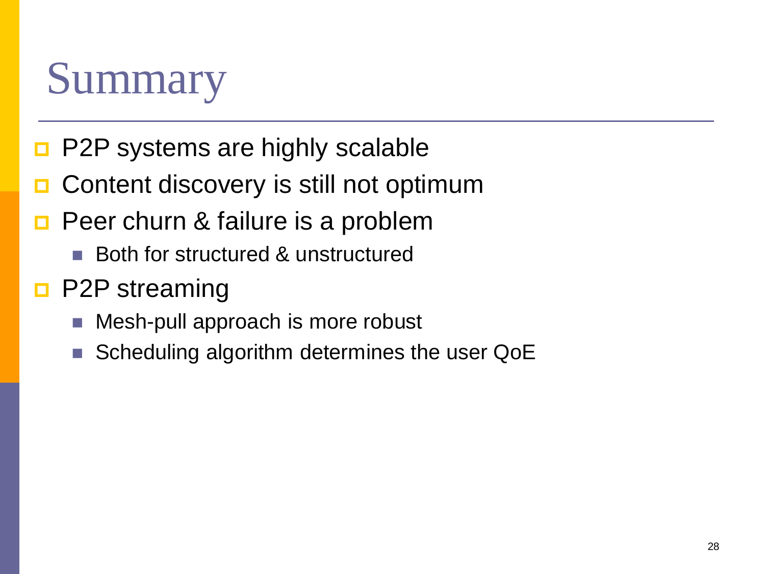# Summary

- P2P systems are highly scalable
- Content discovery is still not optimum
- Peer churn & failure is a problem
  - Both for structured & unstructured
- P2P streaming
  - Mesh-pull approach is more robust
  - Scheduling algorithm determines the user QoE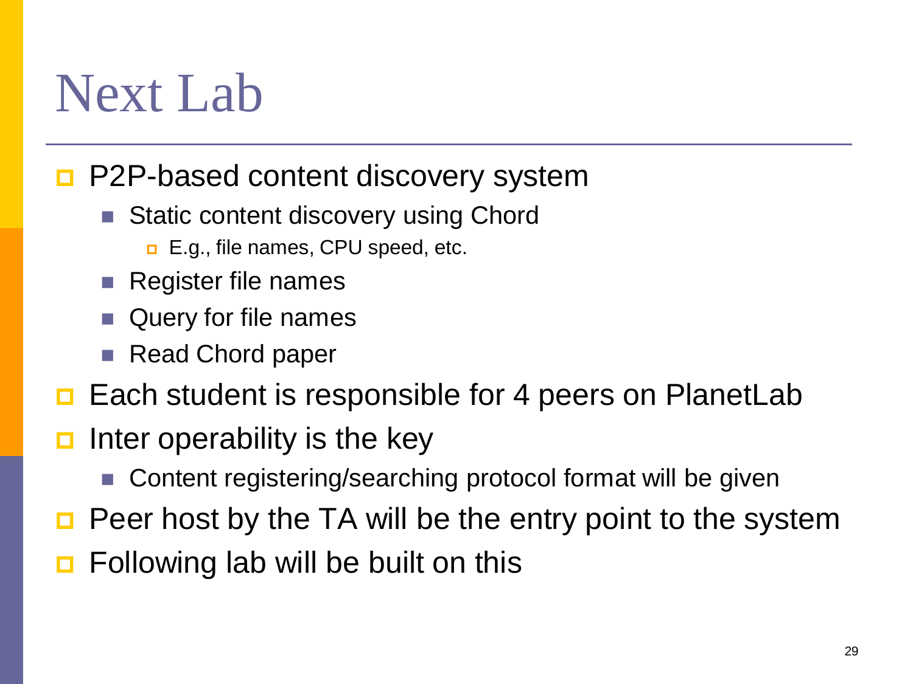# Next Lab

- P2P-based content discovery system
  - Static content discovery using Chord
    - E.g., file names, CPU speed, etc.
  - Register file names
  - Query for file names
  - Read Chord paper
- Each student is responsible for 4 peers on PlanetLab
- Inter operability is the key
  - Content registering/searching protocol format will be given
- Peer host by the TA will be the entry point to the system
- Following lab will be built on this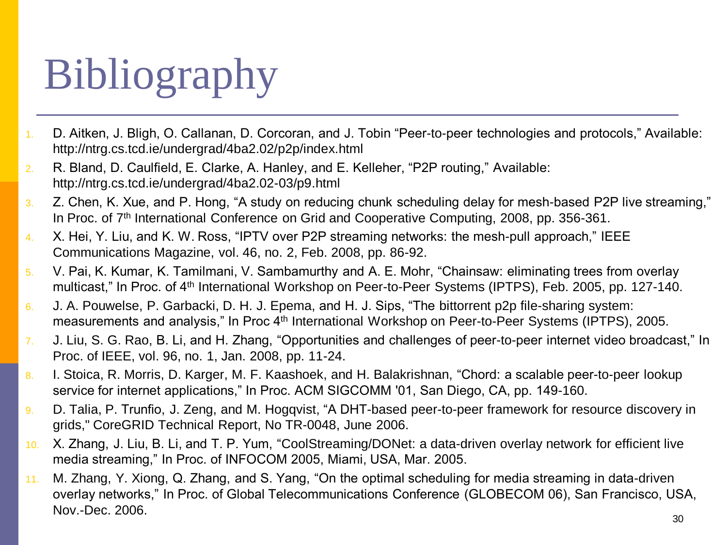# Bibliography

1. D. Aitken, J. Bligh, O. Callanan, D. Corcoran, and J. Tobin "Peer-to-peer technologies and protocols," Available: http://ntrg.cs.tcd.ie/undergrad/4ba2.02/p2p/index.html
2. R. Bland, D. Caulfield, E. Clarke, A. Hanley, and E. Kelleher, "P2P routing," Available: http://ntrg.cs.tcd.ie/undergrad/4ba2.02-03/p9.html
3. Z. Chen, K. Xue, and P. Hong, "A study on reducing chunk scheduling delay for mesh-based P2P live streaming," In Proc. of 7th International Conference on Grid and Cooperative Computing, 2008, pp. 356-361.
4. X. Hei, Y. Liu, and K. W. Ross, "IPTV over P2P streaming networks: the mesh-pull approach," IEEE Communications Magazine, vol. 46, no. 2, Feb. 2008, pp. 86-92.
5. V. Pai, K. Kumar, K. Tamilmani, V. Sambamurthy and A. E. Mohr, "Chainsaw: eliminating trees from overlay multicast," In Proc. of 4th International Workshop on Peer-to-Peer Systems (IPTPS), Feb. 2005, pp. 127-140.
6. J. A. Pouwelse, P. Garbacki, D. H. J. Epema, and H. J. Sips, "The bittorrent p2p file-sharing system: measurements and analysis," In Proc 4th International Workshop on Peer-to-Peer Systems (IPTPS), 2005.
7. J. Liu, S. G. Rao, B. Li, and H. Zhang, "Opportunities and challenges of peer-to-peer internet video broadcast," In Proc. of IEEE, vol. 96, no. 1, Jan. 2008, pp. 11-24.
8. I. Stoica, R. Morris, D. Karger, M. F. Kaashoek, and H. Balakrishnan, "Chord: a scalable peer-to-peer lookup service for internet applications," In Proc. ACM SIGCOMM '01, San Diego, CA, pp. 149-160.
9. D. Talia, P. Trunfio, J. Zeng, and M. Hogqvist, "A DHT-based peer-to-peer framework for resource discovery in grids," CoreGRID Technical Report, No TR-0048, June 2006.
10. X. Zhang, J. Liu, B. Li, and T. P. Yum, "CoolStreaming/DONet: a data-driven overlay network for efficient live media streaming," In Proc. of INFOCOM 2005, Miami, USA, Mar. 2005.
11. M. Zhang, Y. Xiong, Q. Zhang, and S. Yang, "On the optimal scheduling for media streaming in data-driven overlay networks," In Proc. of Global Telecommunications Conference (GLOBECOM 06), San Francisco, USA, Nov.-Dec. 2006.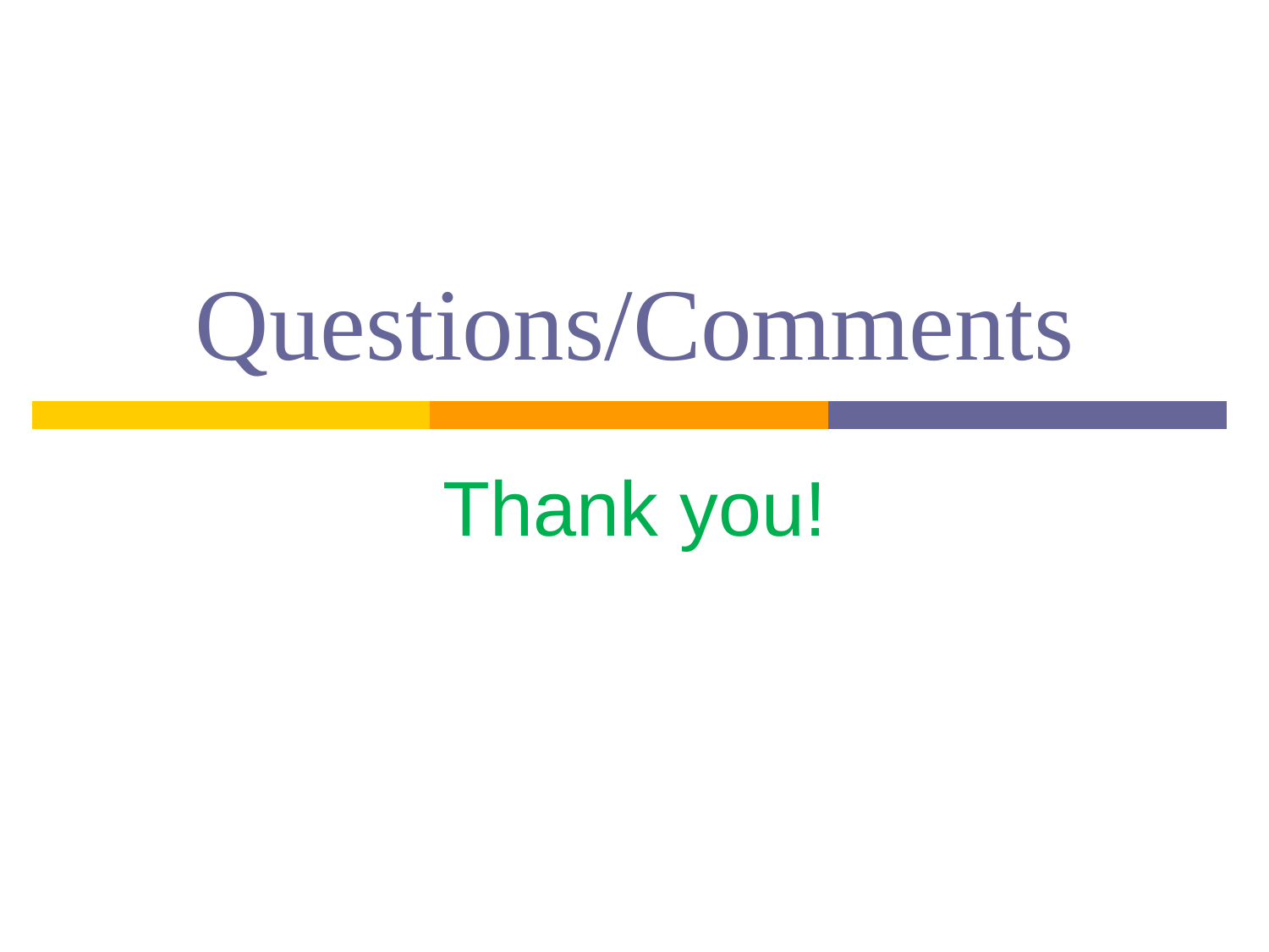# Questions/Comments

Thank you!